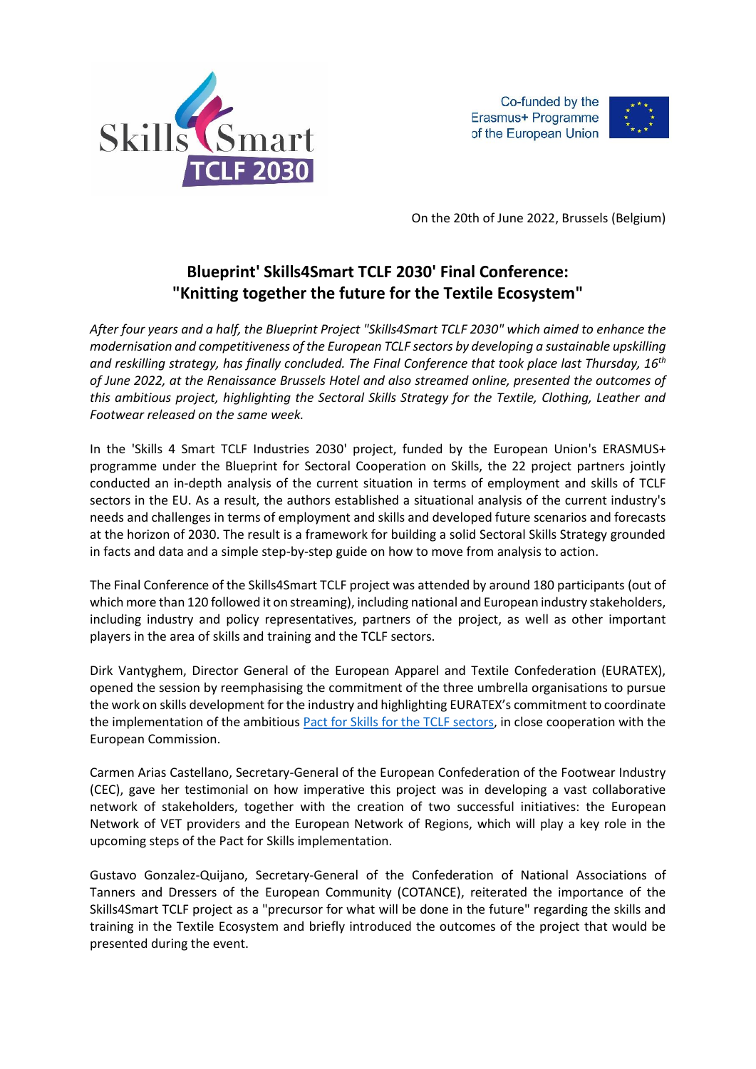Skills4Smart TCLF 2030

Co-funded by the Erasmus+ Programme of the European Union

On the 20th of June 2022, Brussels (Belgium)

# Blueprint' Skills4Smart TCLF 2030' Final Conference: "Knitting together the future for the Textile Ecosystem"

*After four years and a half, the Blueprint Project "Skills4Smart TCLF 2030" which aimed to enhance the modernisation and competitiveness of the European TCLF sectors by developing a sustainable upskilling and reskilling strategy, has finally concluded. The Final Conference that took place last Thursday, 16th of June 2022, at the Renaissance Brussels Hotel and also streamed online, presented the outcomes of this ambitious project, highlighting the Sectoral Skills Strategy for the Textile, Clothing, Leather and Footwear released on the same week.*

In the 'Skills 4 Smart TCLF Industries 2030' project, funded by the European Union's ERASMUS+ programme under the Blueprint for Sectoral Cooperation on Skills, the 22 project partners jointly conducted an in-depth analysis of the current situation in terms of employment and skills of TCLF sectors in the EU. As a result, the authors established a situational analysis of the current industry's needs and challenges in terms of employment and skills and developed future scenarios and forecasts at the horizon of 2030. The result is a framework for building a solid Sectoral Skills Strategy grounded in facts and data and a simple step-by-step guide on how to move from analysis to action.

The Final Conference of the Skills4Smart TCLF project was attended by around 180 participants (out of which more than 120 followed it on streaming), including national and European industry stakeholders, including industry and policy representatives, partners of the project, as well as other important players in the area of skills and training and the TCLF sectors.

Dirk Vantyghem, Director General of the European Apparel and Textile Confederation (EURATEX), opened the session by reemphasising the commitment of the three umbrella organisations to pursue the work on skills development for the industry and highlighting EURATEX's commitment to coordinate the implementation of the ambitious Pact for Skills for the TCLF sectors, in close cooperation with the European Commission.

Carmen Arias Castellano, Secretary-General of the European Confederation of the Footwear Industry (CEC), gave her testimonial on how imperative this project was in developing a vast collaborative network of stakeholders, together with the creation of two successful initiatives: the European Network of VET providers and the European Network of Regions, which will play a key role in the upcoming steps of the Pact for Skills implementation.

Gustavo Gonzalez-Quijano, Secretary-General of the Confederation of National Associations of Tanners and Dressers of the European Community (COTANCE), reiterated the importance of the Skills4Smart TCLF project as a "precursor for what will be done in the future" regarding the skills and training in the Textile Ecosystem and briefly introduced the outcomes of the project that would be presented during the event.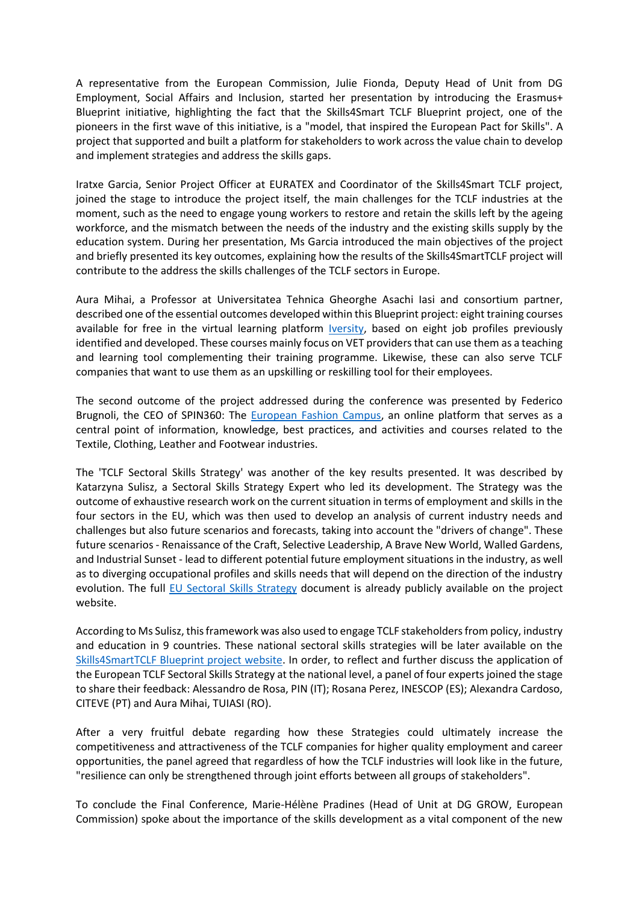A representative from the European Commission, Julie Fionda, Deputy Head of Unit from DG Employment, Social Affairs and Inclusion, started her presentation by introducing the Erasmus+ Blueprint initiative, highlighting the fact that the Skills4Smart TCLF Blueprint project, one of the pioneers in the first wave of this initiative, is a "model, that inspired the European Pact for Skills". A project that supported and built a platform for stakeholders to work across the value chain to develop and implement strategies and address the skills gaps.

Iratxe Garcia, Senior Project Officer at EURATEX and Coordinator of the Skills4Smart TCLF project, joined the stage to introduce the project itself, the main challenges for the TCLF industries at the moment, such as the need to engage young workers to restore and retain the skills left by the ageing workforce, and the mismatch between the needs of the industry and the existing skills supply by the education system. During her presentation, Ms Garcia introduced the main objectives of the project and briefly presented its key outcomes, explaining how the results of the Skills4SmartTCLF project will contribute to the address the skills challenges of the TCLF sectors in Europe.

Aura Mihai, a Professor at Universitatea Tehnica Gheorghe Asachi Iasi and consortium partner, described one of the essential outcomes developed within this Blueprint project: eight training courses available for free in the virtual learning platform [Iversity](), based on eight job profiles previously identified and developed. These courses mainly focus on VET providers that can use them as a teaching and learning tool complementing their training programme. Likewise, these can also serve TCLF companies that want to use them as an upskilling or reskilling tool for their employees.

The second outcome of the project addressed during the conference was presented by Federico Brugnoli, the CEO of SPIN360: The [European Fashion Campus](), an online platform that serves as a central point of information, knowledge, best practices, and activities and courses related to the Textile, Clothing, Leather and Footwear industries.

The 'TCLF Sectoral Skills Strategy' was another of the key results presented. It was described by Katarzyna Sulisz, a Sectoral Skills Strategy Expert who led its development. The Strategy was the outcome of exhaustive research work on the current situation in terms of employment and skills in the four sectors in the EU, which was then used to develop an analysis of current industry needs and challenges but also future scenarios and forecasts, taking into account the "drivers of change". These future scenarios - Renaissance of the Craft, Selective Leadership, A Brave New World, Walled Gardens, and Industrial Sunset - lead to different potential future employment situations in the industry, as well as to diverging occupational profiles and skills needs that will depend on the direction of the industry evolution. The full [EU Sectoral Skills Strategy]() document is already publicly available on the project website.

According to Ms Sulisz, this framework was also used to engage TCLF stakeholders from policy, industry and education in 9 countries. These national sectoral skills strategies will be later available on the [Skills4SmartTCLF Blueprint project website](). In order, to reflect and further discuss the application of the European TCLF Sectoral Skills Strategy at the national level, a panel of four experts joined the stage to share their feedback: Alessandro de Rosa, PIN (IT); Rosana Perez, INESCOP (ES); Alexandra Cardoso, CITEVE (PT) and Aura Mihai, TUIASI (RO).

After a very fruitful debate regarding how these Strategies could ultimately increase the competitiveness and attractiveness of the TCLF companies for higher quality employment and career opportunities, the panel agreed that regardless of how the TCLF industries will look like in the future, "resilience can only be strengthened through joint efforts between all groups of stakeholders".

To conclude the Final Conference, Marie-Hélène Pradines (Head of Unit at DG GROW, European Commission) spoke about the importance of the skills development as a vital component of the new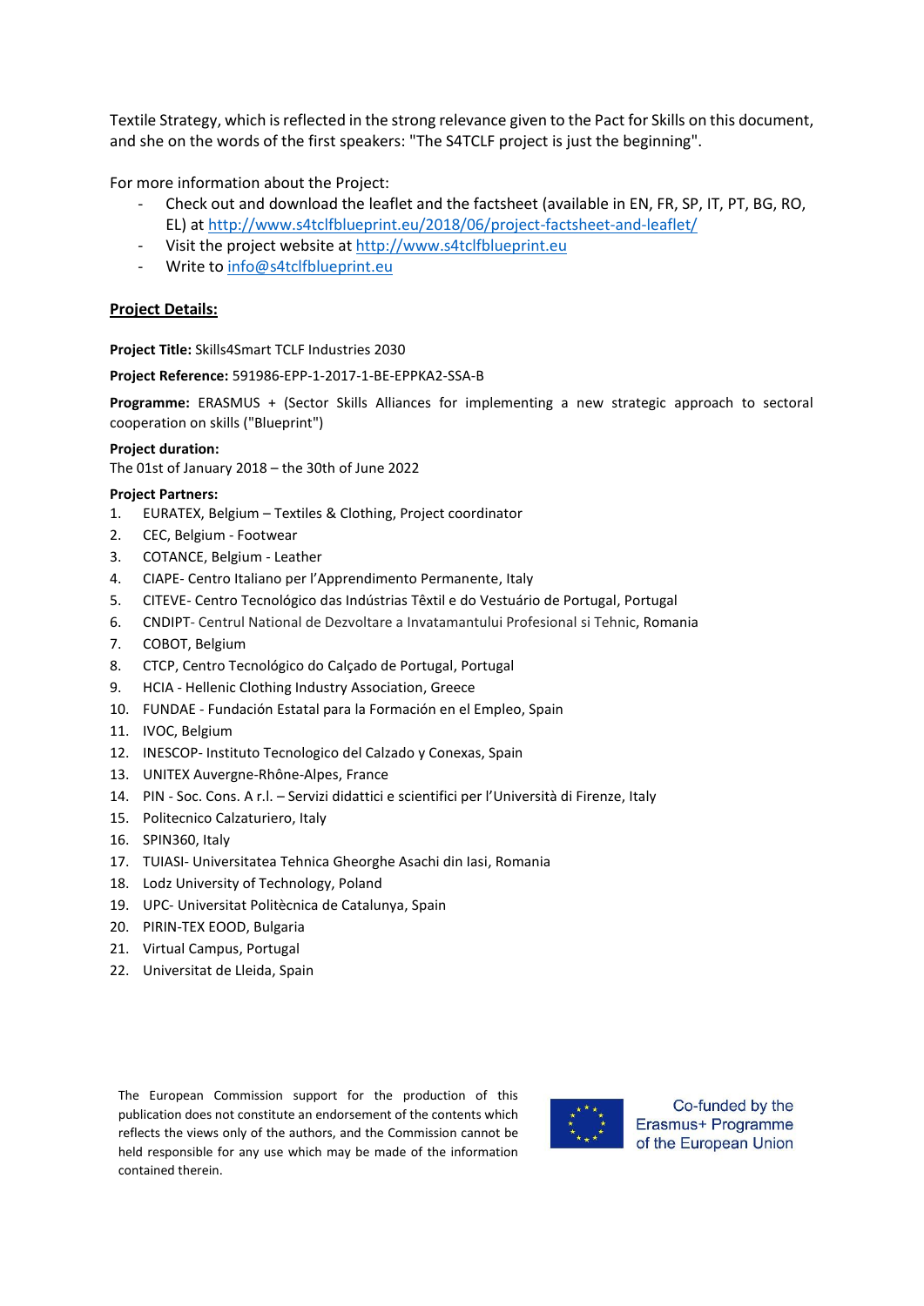Textile Strategy, which is reflected in the strong relevance given to the Pact for Skills on this document, and she on the words of the first speakers: "The S4TCLF project is just the beginning".

For more information about the Project:

- Check out and download the leaflet and the factsheet (available in EN, FR, SP, IT, PT, BG, RO, EL) at [http://www.s4tclfblueprint.eu/2018/06/project-factsheet-and-leaflet/](http://www.s4tclfblueprint.eu/2018/06/project-factsheet-and-leaflet/)
- Visit the project website at [http://www.s4tclfblueprint.eu](http://www.s4tclfblueprint.eu)
- Write to [info@s4tclfblueprint.eu](mailto:info@s4tclfblueprint.eu)

**<u>Project Details:</u>**

**Project Title:** Skills4Smart TCLF Industries 2030

**Project Reference:** 591986-EPP-1-2017-1-BE-EPPKA2-SSA-B

**Programme:** ERASMUS + (Sector Skills Alliances for implementing a new strategic approach to sectoral cooperation on skills ("Blueprint")

**Project duration:**
The 01st of January 2018 – the 30th of June 2022

**Project Partners:**

1. EURATEX, Belgium – Textiles & Clothing, Project coordinator
2. CEC, Belgium - Footwear
3. COTANCE, Belgium - Leather
4. CIAPE- Centro Italiano per l'Apprendimento Permanente, Italy
5. CITEVE- Centro Tecnológico das Indústrias Têxtil e do Vestuário de Portugal, Portugal
6. CNDIPT- Centrul National de Dezvoltare a Invatamantului Profesional si Tehnic, Romania
7. COBOT, Belgium
8. CTCP, Centro Tecnológico do Calçado de Portugal, Portugal
9. HCIA - Hellenic Clothing Industry Association, Greece
10. FUNDAE - Fundación Estatal para la Formación en el Empleo, Spain
11. IVOC, Belgium
12. INESCOP- Instituto Tecnologico del Calzado y Conexas, Spain
13. UNITEX Auvergne-Rhône-Alpes, France
14. PIN - Soc. Cons. A r.l. – Servizi didattici e scientifici per l'Università di Firenze, Italy
15. Politecnico Calzaturiero, Italy
16. SPIN360, Italy
17. TUIASI- Universitatea Tehnica Gheorghe Asachi din Iasi, Romania
18. Lodz University of Technology, Poland
19. UPC- Universitat Politècnica de Catalunya, Spain
20. PIRIN-TEX EOOD, Bulgaria
21. Virtual Campus, Portugal
22. Universitat de Lleida, Spain

The European Commission support for the production of this publication does not constitute an endorsement of the contents which reflects the views only of the authors, and the Commission cannot be held responsible for any use which may be made of the information contained therein.

Co-funded by the Erasmus+ Programme of the European Union